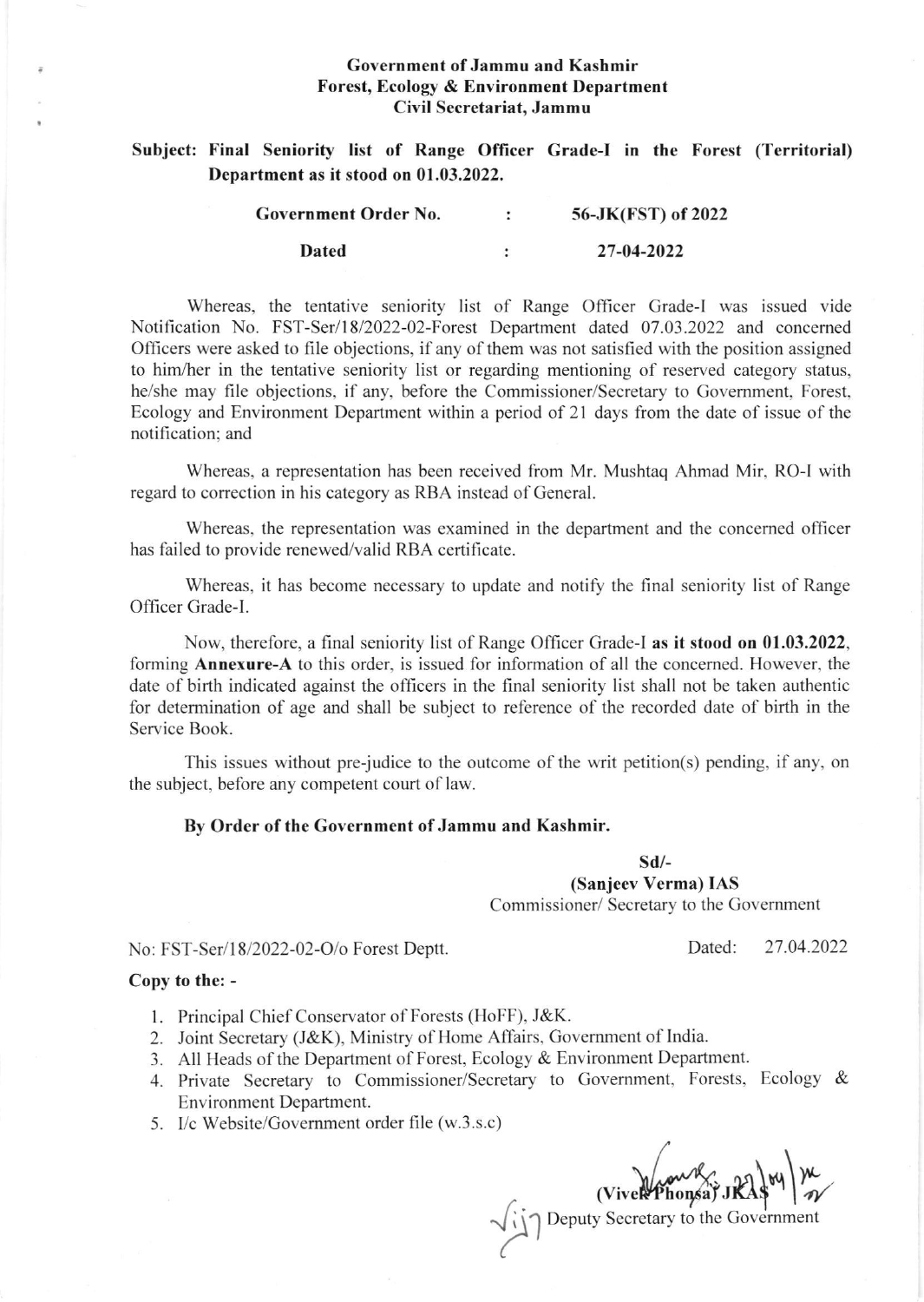**Government of Jammu and Kashmir**
**Forest, Ecology & Environment Department**
**Civil Secretariat, Jammu**

**Subject: Final Seniority list of Range Officer Grade-I in the Forest (Territorial) Department as it stood on 01.03.2022.**

**Government Order No. : 56-JK(FST) of 2022**

**Dated : 27-04-2022**

Whereas, the tentative seniority list of Range Officer Grade-I was issued vide Notification No. FST-Ser/18/2022-02-Forest Department dated 07.03.2022 and concerned Officers were asked to file objections, if any of them was not satisfied with the position assigned to him/her in the tentative seniority list or regarding mentioning of reserved category status, he/she may file objections, if any, before the Commissioner/Secretary to Government, Forest, Ecology and Environment Department within a period of 21 days from the date of issue of the notification; and

Whereas, a representation has been received from Mr. Mushtaq Ahmad Mir, RO-I with regard to correction in his category as RBA instead of General.

Whereas, the representation was examined in the department and the concerned officer has failed to provide renewed/valid RBA certificate.

Whereas, it has become necessary to update and notify the final seniority list of Range Officer Grade-I.

Now, therefore, a final seniority list of Range Officer Grade-I **as it stood on 01.03.2022**, forming **Annexure-A** to this order, is issued for information of all the concerned. However, the date of birth indicated against the officers in the final seniority list shall not be taken authentic for determination of age and shall be subject to reference of the recorded date of birth in the Service Book.

This issues without pre-judice to the outcome of the writ petition(s) pending, if any, on the subject, before any competent court of law.

**By Order of the Government of Jammu and Kashmir.**

**Sd/-**
**(Sanjeev Verma) IAS**
Commissioner/ Secretary to the Government

No: FST-Ser/18/2022-02-O/o Forest Deptt. Dated: 27.04.2022

**Copy to the: -**

1. Principal Chief Conservator of Forests (HoFF), J&K.
2. Joint Secretary (J&K), Ministry of Home Affairs, Government of India.
3. All Heads of the Department of Forest, Ecology & Environment Department.
4. Private Secretary to Commissioner/Secretary to Government, Forests, Ecology & Environment Department.
5. I/c Website/Government order file (w.3.s.c)

(Vivek Phonsa) JKAS
Deputy Secretary to the Government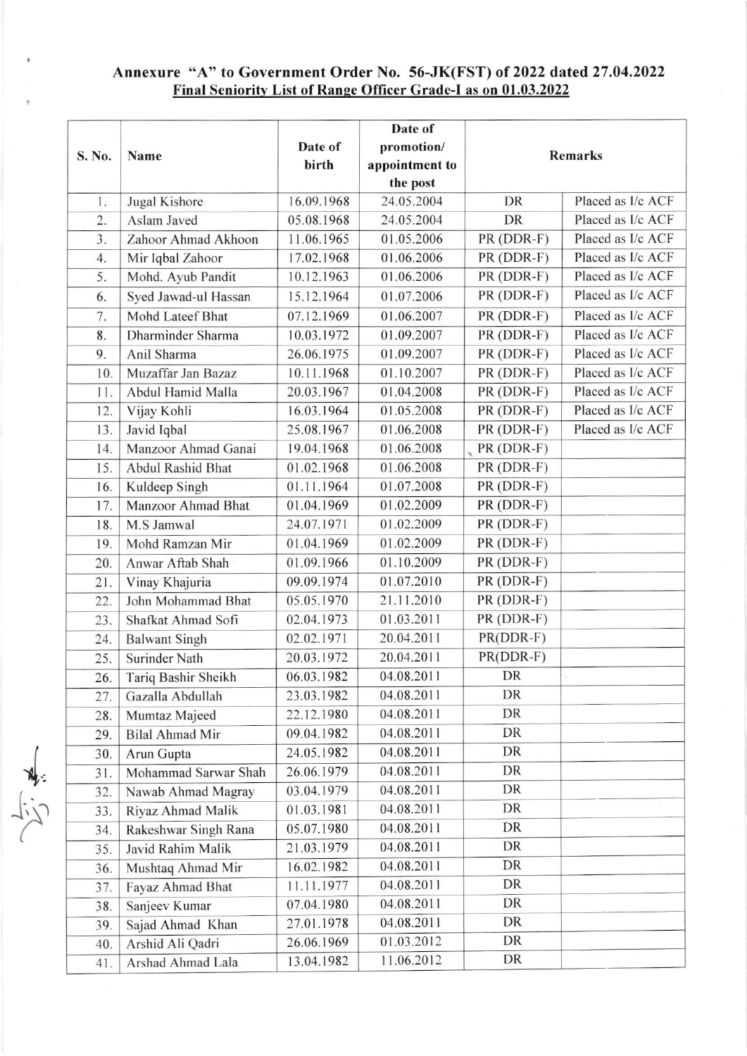## Annexure "A" to Government Order No. 56-JK(FST) of 2022 dated 27.04.2022

**Final Seniority List of Range Officer Grade-I as on 01.03.2022**

| S. No. | Name | Date of birth | Date of promotion/ appointment to the post | Remarks | |
|---|---|---|---|---|---|
| 1. | Jugal Kishore | 16.09.1968 | 24.05.2004 | DR | Placed as I/c ACF |
| 2. | Aslam Javed | 05.08.1968 | 24.05.2004 | DR | Placed as I/c ACF |
| 3. | Zahoor Ahmad Akhoon | 11.06.1965 | 01.05.2006 | PR (DDR-F) | Placed as I/c ACF |
| 4. | Mir Iqbal Zahoor | 17.02.1968 | 01.06.2006 | PR (DDR-F) | Placed as I/c ACF |
| 5. | Mohd. Ayub Pandit | 10.12.1963 | 01.06.2006 | PR (DDR-F) | Placed as I/c ACF |
| 6. | Syed Jawad-ul Hassan | 15.12.1964 | 01.07.2006 | PR (DDR-F) | Placed as I/c ACF |
| 7. | Mohd Lateef Bhat | 07.12.1969 | 01.06.2007 | PR (DDR-F) | Placed as I/c ACF |
| 8. | Dharminder Sharma | 10.03.1972 | 01.09.2007 | PR (DDR-F) | Placed as I/c ACF |
| 9. | Anil Sharma | 26.06.1975 | 01.09.2007 | PR (DDR-F) | Placed as I/c ACF |
| 10. | Muzaffar Jan Bazaz | 10.11.1968 | 01.10.2007 | PR (DDR-F) | Placed as I/c ACF |
| 11. | Abdul Hamid Malla | 20.03.1967 | 01.04.2008 | PR (DDR-F) | Placed as I/c ACF |
| 12. | Vijay Kohli | 16.03.1964 | 01.05.2008 | PR (DDR-F) | Placed as I/c ACF |
| 13. | Javid Iqbal | 25.08.1967 | 01.06.2008 | PR (DDR-F) | Placed as I/c ACF |
| 14. | Manzoor Ahmad Ganai | 19.04.1968 | 01.06.2008 | PR (DDR-F) | |
| 15. | Abdul Rashid Bhat | 01.02.1968 | 01.06.2008 | PR (DDR-F) | |
| 16. | Kuldeep Singh | 01.11.1964 | 01.07.2008 | PR (DDR-F) | |
| 17. | Manzoor Ahmad Bhat | 01.04.1969 | 01.02.2009 | PR (DDR-F) | |
| 18. | M.S Jamwal | 24.07.1971 | 01.02.2009 | PR (DDR-F) | |
| 19. | Mohd Ramzan Mir | 01.04.1969 | 01.02.2009 | PR (DDR-F) | |
| 20. | Anwar Aftab Shah | 01.09.1966 | 01.10.2009 | PR (DDR-F) | |
| 21. | Vinay Khajuria | 09.09.1974 | 01.07.2010 | PR (DDR-F) | |
| 22. | John Mohammad Bhat | 05.05.1970 | 21.11.2010 | PR (DDR-F) | |
| 23. | Shafkat Ahmad Sofi | 02.04.1973 | 01.03.2011 | PR (DDR-F) | |
| 24. | Balwant Singh | 02.02.1971 | 20.04.2011 | PR(DDR-F) | |
| 25. | Surinder Nath | 20.03.1972 | 20.04.2011 | PR(DDR-F) | |
| 26. | Tariq Bashir Sheikh | 06.03.1982 | 04.08.2011 | DR | |
| 27. | Gazalla Abdullah | 23.03.1982 | 04.08.2011 | DR | |
| 28. | Mumtaz Majeed | 22.12.1980 | 04.08.2011 | DR | |
| 29. | Bilal Ahmad Mir | 09.04.1982 | 04.08.2011 | DR | |
| 30. | Arun Gupta | 24.05.1982 | 04.08.2011 | DR | |
| 31. | Mohammad Sarwar Shah | 26.06.1979 | 04.08.2011 | DR | |
| 32. | Nawab Ahmad Magray | 03.04.1979 | 04.08.2011 | DR | |
| 33. | Riyaz Ahmad Malik | 01.03.1981 | 04.08.2011 | DR | |
| 34. | Rakeshwar Singh Rana | 05.07.1980 | 04.08.2011 | DR | |
| 35. | Javid Rahim Malik | 21.03.1979 | 04.08.2011 | DR | |
| 36. | Mushtaq Ahmad Mir | 16.02.1982 | 04.08.2011 | DR | |
| 37. | Fayaz Ahmad Bhat | 11.11.1977 | 04.08.2011 | DR | |
| 38. | Sanjeev Kumar | 07.04.1980 | 04.08.2011 | DR | |
| 39. | Sajad Ahmad Khan | 27.01.1978 | 04.08.2011 | DR | |
| 40. | Arshid Ali Qadri | 26.06.1969 | 01.03.2012 | DR | |
| 41. | Arshad Ahmad Lala | 13.04.1982 | 11.06.2012 | DR | |